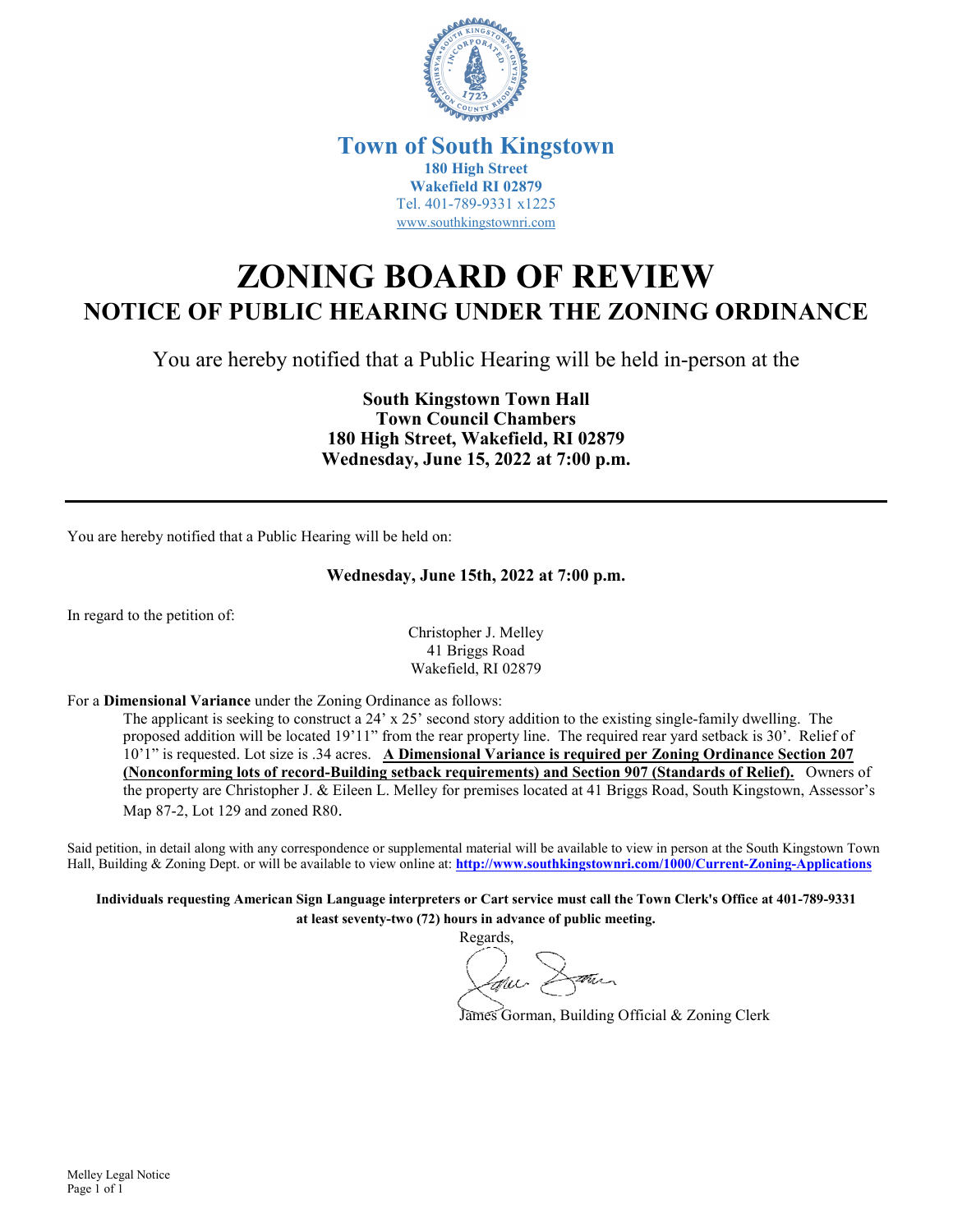**Town of South Kingstown**
**180 High Street**
**Wakefield RI 02879**
Tel. 401-789-9331 x1225
www.southkingstownri.com

# ZONING BOARD OF REVIEW

## NOTICE OF PUBLIC HEARING UNDER THE ZONING ORDINANCE

You are hereby notified that a Public Hearing will be held in-person at the

**South Kingstown Town Hall**
**Town Council Chambers**
**180 High Street, Wakefield, RI 02879**
**Wednesday, June 15, 2022 at 7:00 p.m.**

---

You are hereby notified that a Public Hearing will be held on:

**Wednesday, June 15th, 2022 at 7:00 p.m.**

In regard to the petition of:

Christopher J. Melley
41 Briggs Road
Wakefield, RI 02879

For a **Dimensional Variance** under the Zoning Ordinance as follows:

The applicant is seeking to construct a 24' x 25' second story addition to the existing single-family dwelling. The proposed addition will be located 19'11" from the rear property line. The required rear yard setback is 30'. Relief of 10'1" is requested. Lot size is .34 acres. **A Dimensional Variance is required per Zoning Ordinance Section 207 (Nonconforming lots of record-Building setback requirements) and Section 907 (Standards of Relief).** Owners of the property are Christopher J. & Eileen L. Melley for premises located at 41 Briggs Road, South Kingstown, Assessor's Map 87-2, Lot 129 and zoned R80.

Said petition, in detail along with any correspondence or supplemental material will be available to view in person at the South Kingstown Town Hall, Building & Zoning Dept. or will be available to view online at: **http://www.southkingstownri.com/1000/Current-Zoning-Applications**

**Individuals requesting American Sign Language interpreters or Cart service must call the Town Clerk's Office at 401-789-9331 at least seventy-two (72) hours in advance of public meeting.**

Regards,

James Gorman, Building Official & Zoning Clerk

Melley Legal Notice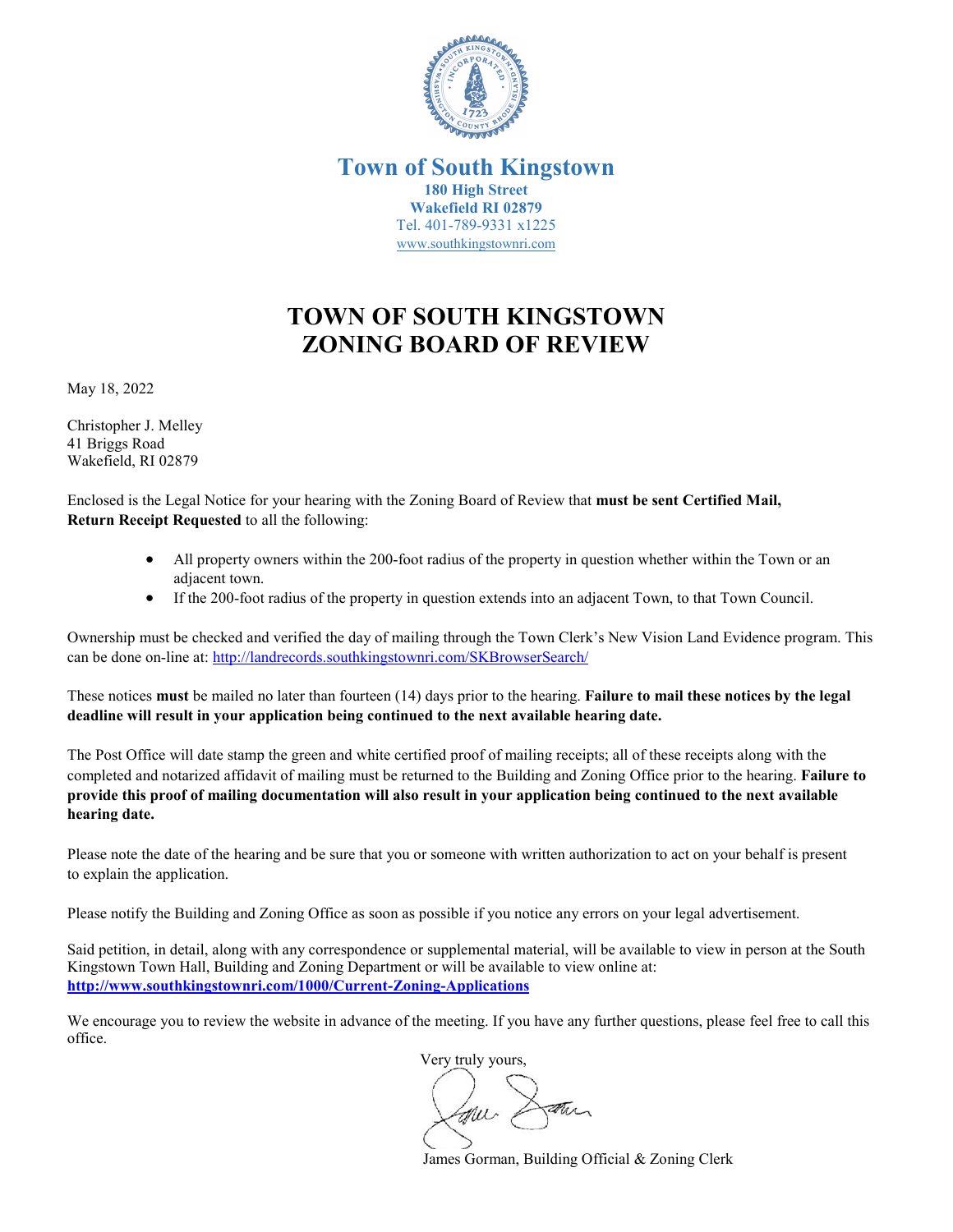**Town of South Kingstown**
**180 High Street**
**Wakefield RI 02879**
Tel. 401-789-9331 x1225
www.southkingstownri.com

# TOWN OF SOUTH KINGSTOWN
# ZONING BOARD OF REVIEW

May 18, 2022

Christopher J. Melley
41 Briggs Road
Wakefield, RI 02879

Enclosed is the Legal Notice for your hearing with the Zoning Board of Review that **must be sent Certified Mail, Return Receipt Requested** to all the following:

- All property owners within the 200-foot radius of the property in question whether within the Town or an adjacent town.
- If the 200-foot radius of the property in question extends into an adjacent Town, to that Town Council.

Ownership must be checked and verified the day of mailing through the Town Clerk's New Vision Land Evidence program. This can be done on-line at: http://landrecords.southkingstownri.com/SKBrowserSearch/

These notices **must** be mailed no later than fourteen (14) days prior to the hearing. **Failure to mail these notices by the legal deadline will result in your application being continued to the next available hearing date.**

The Post Office will date stamp the green and white certified proof of mailing receipts; all of these receipts along with the completed and notarized affidavit of mailing must be returned to the Building and Zoning Office prior to the hearing. **Failure to provide this proof of mailing documentation will also result in your application being continued to the next available hearing date.**

Please note the date of the hearing and be sure that you or someone with written authorization to act on your behalf is present to explain the application.

Please notify the Building and Zoning Office as soon as possible if you notice any errors on your legal advertisement.

Said petition, in detail, along with any correspondence or supplemental material, will be available to view in person at the South Kingstown Town Hall, Building and Zoning Department or will be available to view online at: **http://www.southkingstownri.com/1000/Current-Zoning-Applications**

We encourage you to review the website in advance of the meeting. If you have any further questions, please feel free to call this office.

Very truly yours,

James Gorman, Building Official & Zoning Clerk